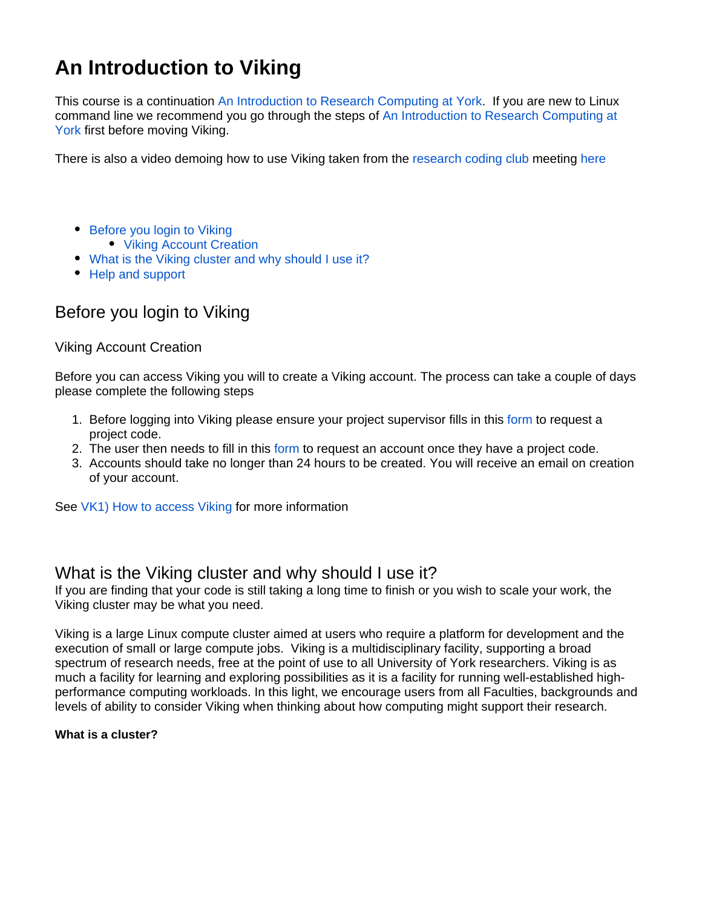# An Introduction to Viking

This course is a continuation An Introduction to Research Computing at York. If you are new to Linux command line we recommend you go through the steps of An Introduction to Research Computing at York first before moving Viking.

There is also a video demoing how to use Viking taken from the research coding club meeting here

- Before you login to Viking
  - Viking Account Creation
- What is the Viking cluster and why should I use it?
- Help and support

## Before you login to Viking

### Viking Account Creation

Before you can access Viking you will to create a Viking account. The process can take a couple of days please complete the following steps

1. Before logging into Viking please ensure your project supervisor fills in this form to request a project code.
2. The user then needs to fill in this form to request an account once they have a project code.
3. Accounts should take no longer than 24 hours to be created. You will receive an email on creation of your account.

See VK1) How to access Viking for more information

## What is the Viking cluster and why should I use it?

If you are finding that your code is still taking a long time to finish or you wish to scale your work, the Viking cluster may be what you need.

Viking is a large Linux compute cluster aimed at users who require a platform for development and the execution of small or large compute jobs. Viking is a multidisciplinary facility, supporting a broad spectrum of research needs, free at the point of use to all University of York researchers. Viking is as much a facility for learning and exploring possibilities as it is a facility for running well-established high-performance computing workloads. In this light, we encourage users from all Faculties, backgrounds and levels of ability to consider Viking when thinking about how computing might support their research.

**What is a cluster?**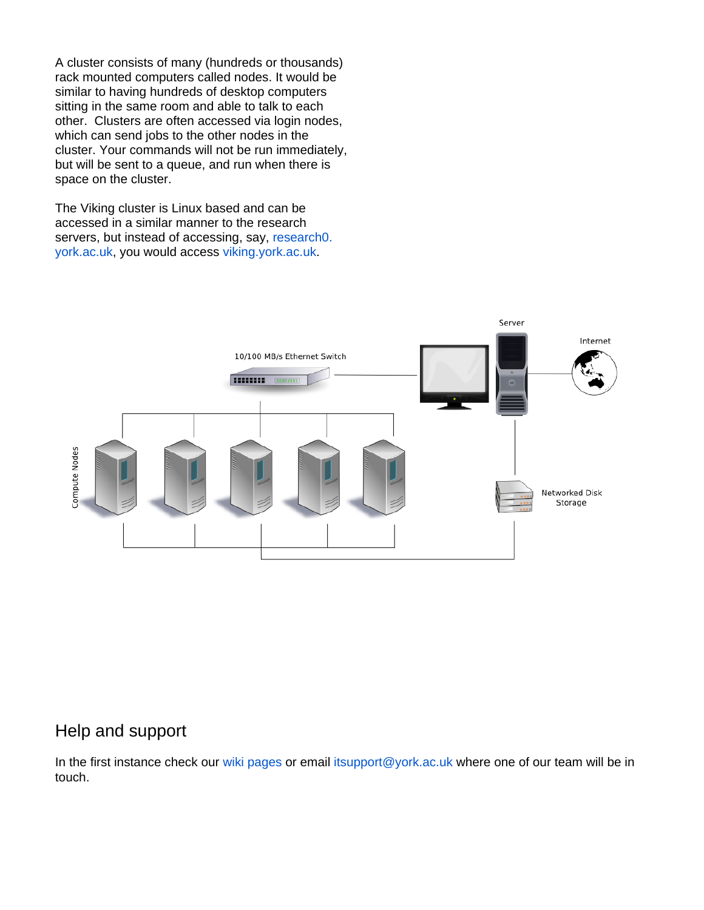A cluster consists of many (hundreds or thousands) rack mounted computers called nodes. It would be similar to having hundreds of desktop computers sitting in the same room and able to talk to each other. Clusters are often accessed via login nodes, which can send jobs to the other nodes in the cluster. Your commands will not be run immediately, but will be sent to a queue, and run when there is space on the cluster.

The Viking cluster is Linux based and can be accessed in a similar manner to the research servers, but instead of accessing, say, research0.york.ac.uk, you would access viking.york.ac.uk.

10/100 MB/s Ethernet Switch

Server

Internet

Compute Nodes

Networked Disk Storage

## Help and support

In the first instance check our wiki pages or email itsupport@york.ac.uk where one of our team will be in touch.